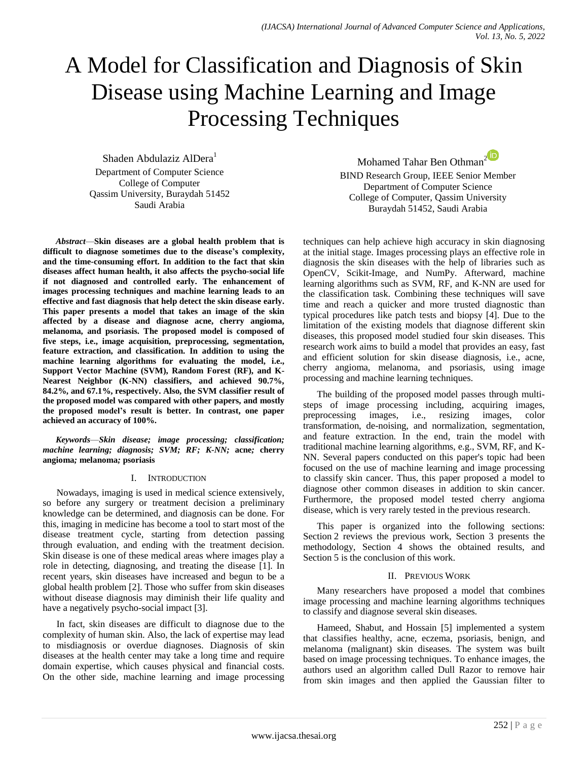# A Model for Classification and Diagnosis of Skin Disease using Machine Learning and Image Processing Techniques

Shaden Abdulaziz AlDera[1]
Department of Computer Science
College of Computer
Qassim University, Buraydah 51452
Saudi Arabia

Mohamed Tahar Ben Othman[2]
BIND Research Group, IEEE Senior Member
Department of Computer Science
College of Computer, Qassim University
Buraydah 51452, Saudi Arabia

***Abstract*—Skin diseases are a global health problem that is difficult to diagnose sometimes due to the disease's complexity, and the time-consuming effort. In addition to the fact that skin diseases affect human health, it also affects the psycho-social life if not diagnosed and controlled early. The enhancement of images processing techniques and machine learning leads to an effective and fast diagnosis that help detect the skin disease early. This paper presents a model that takes an image of the skin affected by a disease and diagnose acne, cherry angioma, melanoma, and psoriasis. The proposed model is composed of five steps, i.e., image acquisition, preprocessing, segmentation, feature extraction, and classification. In addition to using the machine learning algorithms for evaluating the model, i.e., Support Vector Machine (SVM), Random Forest (RF), and K-Nearest Neighbor (K-NN) classifiers, and achieved 90.7%, 84.2%, and 67.1%, respectively. Also, the SVM classifier result of the proposed model was compared with other papers, and mostly the proposed model's result is better. In contrast, one paper achieved an accuracy of 100%.**

***Keywords*—*Skin disease; image processing; classification; machine learning; diagnosis; SVM; RF; K-NN;* acne*;* cherry angioma*;* melanoma*;* psoriasis**

## I. Introduction

Nowadays, imaging is used in medical science extensively, so before any surgery or treatment decision a preliminary knowledge can be determined, and diagnosis can be done. For this, imaging in medicine has become a tool to start most of the disease treatment cycle, starting from detection passing through evaluation, and ending with the treatment decision. Skin disease is one of these medical areas where images play a role in detecting, diagnosing, and treating the disease [1]. In recent years, skin diseases have increased and begun to be a global health problem [2]. Those who suffer from skin diseases without disease diagnosis may diminish their life quality and have a negatively psycho-social impact [3].

In fact, skin diseases are difficult to diagnose due to the complexity of human skin. Also, the lack of expertise may lead to misdiagnosis or overdue diagnoses. Diagnosis of skin diseases at the health center may take a long time and require domain expertise, which causes physical and financial costs. On the other side, machine learning and image processing techniques can help achieve high accuracy in skin diagnosing at the initial stage. Images processing plays an effective role in diagnosis the skin diseases with the help of libraries such as OpenCV, Scikit-Image, and NumPy. Afterward, machine learning algorithms such as SVM, RF, and K-NN are used for the classification task. Combining these techniques will save time and reach a quicker and more trusted diagnostic than typical procedures like patch tests and biopsy [4]. Due to the limitation of the existing models that diagnose different skin diseases, this proposed model studied four skin diseases. This research work aims to build a model that provides an easy, fast and efficient solution for skin disease diagnosis, i.e., acne, cherry angioma, melanoma, and psoriasis, using image processing and machine learning techniques.

The building of the proposed model passes through multi-steps of image processing including, acquiring images, preprocessing images, i.e., resizing images, color transformation, de-noising, and normalization, segmentation, and feature extraction. In the end, train the model with traditional machine learning algorithms, e.g., SVM, RF, and K-NN. Several papers conducted on this paper's topic had been focused on the use of machine learning and image processing to classify skin cancer. Thus, this paper proposed a model to diagnose other common diseases in addition to skin cancer. Furthermore, the proposed model tested cherry angioma disease, which is very rarely tested in the previous research.

This paper is organized into the following sections: Section 2 reviews the previous work, Section 3 presents the methodology, Section 4 shows the obtained results, and Section 5 is the conclusion of this work.

## II. Previous Work

Many researchers have proposed a model that combines image processing and machine learning algorithms techniques to classify and diagnose several skin diseases.

Hameed, Shabut, and Hossain [5] implemented a system that classifies healthy, acne, eczema, psoriasis, benign, and melanoma (malignant) skin diseases. The system was built based on image processing techniques. To enhance images, the authors used an algorithm called Dull Razor to remove hair from skin images and then applied the Gaussian filter to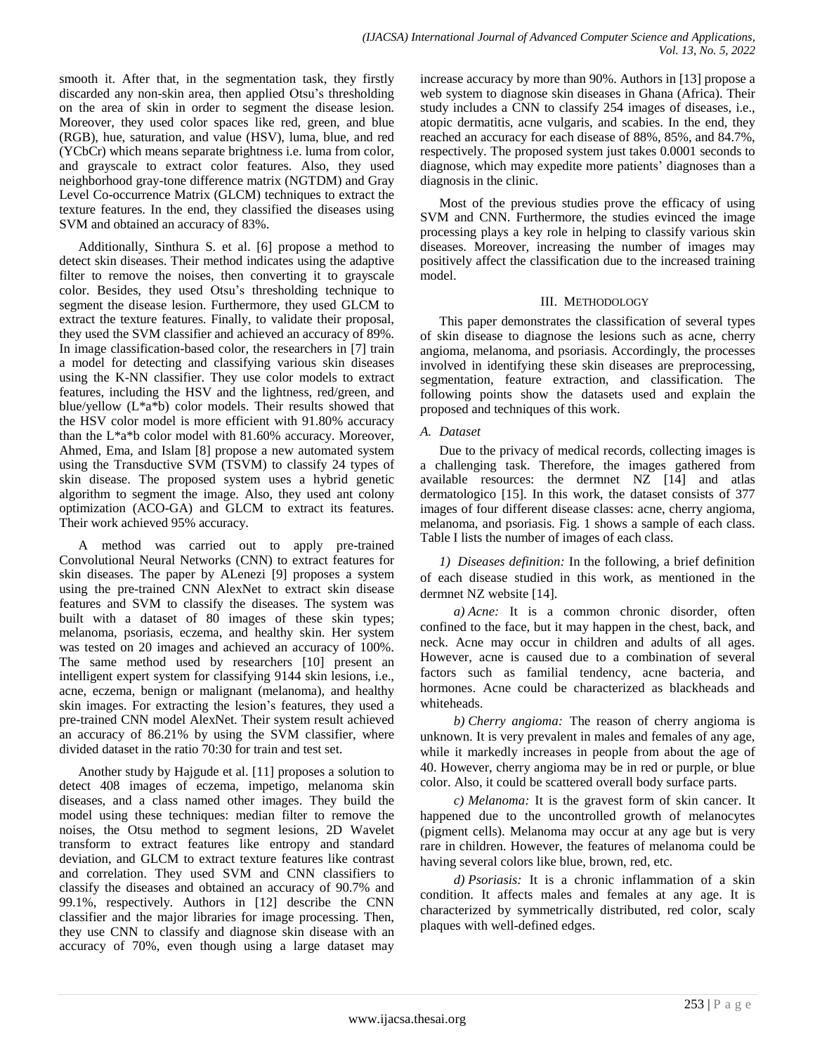smooth it. After that, in the segmentation task, they firstly discarded any non-skin area, then applied Otsu's thresholding on the area of skin in order to segment the disease lesion. Moreover, they used color spaces like red, green, and blue (RGB), hue, saturation, and value (HSV), luma, blue, and red (YCbCr) which means separate brightness i.e. luma from color, and grayscale to extract color features. Also, they used neighborhood gray-tone difference matrix (NGTDM) and Gray Level Co-occurrence Matrix (GLCM) techniques to extract the texture features. In the end, they classified the diseases using SVM and obtained an accuracy of 83%.

Additionally, Sinthura S. et al. [6] propose a method to detect skin diseases. Their method indicates using the adaptive filter to remove the noises, then converting it to grayscale color. Besides, they used Otsu's thresholding technique to segment the disease lesion. Furthermore, they used GLCM to extract the texture features. Finally, to validate their proposal, they used the SVM classifier and achieved an accuracy of 89%. In image classification-based color, the researchers in [7] train a model for detecting and classifying various skin diseases using the K-NN classifier. They use color models to extract features, including the HSV and the lightness, red/green, and blue/yellow (L*a*b) color models. Their results showed that the HSV color model is more efficient with 91.80% accuracy than the L*a*b color model with 81.60% accuracy. Moreover, Ahmed, Ema, and Islam [8] propose a new automated system using the Transductive SVM (TSVM) to classify 24 types of skin disease. The proposed system uses a hybrid genetic algorithm to segment the image. Also, they used ant colony optimization (ACO-GA) and GLCM to extract its features. Their work achieved 95% accuracy.

A method was carried out to apply pre-trained Convolutional Neural Networks (CNN) to extract features for skin diseases. The paper by ALenezi [9] proposes a system using the pre-trained CNN AlexNet to extract skin disease features and SVM to classify the diseases. The system was built with a dataset of 80 images of these skin types; melanoma, psoriasis, eczema, and healthy skin. Her system was tested on 20 images and achieved an accuracy of 100%. The same method used by researchers [10] present an intelligent expert system for classifying 9144 skin lesions, i.e., acne, eczema, benign or malignant (melanoma), and healthy skin images. For extracting the lesion's features, they used a pre-trained CNN model AlexNet. Their system result achieved an accuracy of 86.21% by using the SVM classifier, where divided dataset in the ratio 70:30 for train and test set.

Another study by Hajgude et al. [11] proposes a solution to detect 408 images of eczema, impetigo, melanoma skin diseases, and a class named other images. They build the model using these techniques: median filter to remove the noises, the Otsu method to segment lesions, 2D Wavelet transform to extract features like entropy and standard deviation, and GLCM to extract texture features like contrast and correlation. They used SVM and CNN classifiers to classify the diseases and obtained an accuracy of 90.7% and 99.1%, respectively. Authors in [12] describe the CNN classifier and the major libraries for image processing. Then, they use CNN to classify and diagnose skin disease with an accuracy of 70%, even though using a large dataset may increase accuracy by more than 90%. Authors in [13] propose a web system to diagnose skin diseases in Ghana (Africa). Their study includes a CNN to classify 254 images of diseases, i.e., atopic dermatitis, acne vulgaris, and scabies. In the end, they reached an accuracy for each disease of 88%, 85%, and 84.7%, respectively. The proposed system just takes 0.0001 seconds to diagnose, which may expedite more patients' diagnoses than a diagnosis in the clinic.

Most of the previous studies prove the efficacy of using SVM and CNN. Furthermore, the studies evinced the image processing plays a key role in helping to classify various skin diseases. Moreover, increasing the number of images may positively affect the classification due to the increased training model.

## III. Methodology

This paper demonstrates the classification of several types of skin disease to diagnose the lesions such as acne, cherry angioma, melanoma, and psoriasis. Accordingly, the processes involved in identifying these skin diseases are preprocessing, segmentation, feature extraction, and classification. The following points show the datasets used and explain the proposed and techniques of this work.

### *A. Dataset*

Due to the privacy of medical records, collecting images is a challenging task. Therefore, the images gathered from available resources: the dermnet NZ [14] and atlas dermatologico [15]. In this work, the dataset consists of 377 images of four different disease classes: acne, cherry angioma, melanoma, and psoriasis. Fig. 1 shows a sample of each class. Table I lists the number of images of each class.

*1) Diseases definition:* In the following, a brief definition of each disease studied in this work, as mentioned in the dermnet NZ website [14].

*a) Acne:* It is a common chronic disorder, often confined to the face, but it may happen in the chest, back, and neck. Acne may occur in children and adults of all ages. However, acne is caused due to a combination of several factors such as familial tendency, acne bacteria, and hormones. Acne could be characterized as blackheads and whiteheads.

*b) Cherry angioma:* The reason of cherry angioma is unknown. It is very prevalent in males and females of any age, while it markedly increases in people from about the age of 40. However, cherry angioma may be in red or purple, or blue color. Also, it could be scattered overall body surface parts.

*c) Melanoma:* It is the gravest form of skin cancer. It happened due to the uncontrolled growth of melanocytes (pigment cells). Melanoma may occur at any age but is very rare in children. However, the features of melanoma could be having several colors like blue, brown, red, etc.

*d) Psoriasis:* It is a chronic inflammation of a skin condition. It affects males and females at any age. It is characterized by symmetrically distributed, red color, scaly plaques with well-defined edges.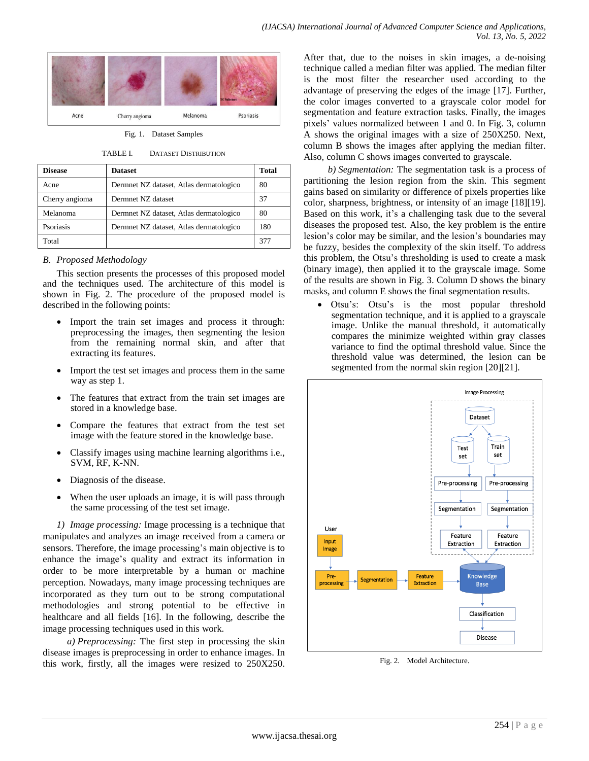Fig. 1. Dataset Samples

TABLE I. DATASET DISTRIBUTION

| Disease | Dataset | Total |
| --- | --- | --- |
| Acne | Dermnet NZ dataset, Atlas dermatologico | 80 |
| Cherry angioma | Dermnet NZ dataset | 37 |
| Melanoma | Dermnet NZ dataset, Atlas dermatologico | 80 |
| Psoriasis | Dermnet NZ dataset, Atlas dermatologico | 180 |
| Total | | 377 |

### *B. Proposed Methodology*

This section presents the processes of this proposed model and the techniques used. The architecture of this model is shown in Fig. 2. The procedure of the proposed model is described in the following points:

- Import the train set images and process it through: preprocessing the images, then segmenting the lesion from the remaining normal skin, and after that extracting its features.
- Import the test set images and process them in the same way as step 1.
- The features that extract from the train set images are stored in a knowledge base.
- Compare the features that extract from the test set image with the feature stored in the knowledge base.
- Classify images using machine learning algorithms i.e., SVM, RF, K-NN.
- Diagnosis of the disease.
- When the user uploads an image, it is will pass through the same processing of the test set image.

*1) Image processing:* Image processing is a technique that manipulates and analyzes an image received from a camera or sensors. Therefore, the image processing's main objective is to enhance the image's quality and extract its information in order to be more interpretable by a human or machine perception. Nowadays, many image processing techniques are incorporated as they turn out to be strong computational methodologies and strong potential to be effective in healthcare and all fields [16]. In the following, describe the image processing techniques used in this work.

*a) Preprocessing:* The first step in processing the skin disease images is preprocessing in order to enhance images. In this work, firstly, all the images were resized to 250X250. After that, due to the noises in skin images, a de-noising technique called a median filter was applied. The median filter is the most filter the researcher used according to the advantage of preserving the edges of the image [17]. Further, the color images converted to a grayscale color model for segmentation and feature extraction tasks. Finally, the images pixels' values normalized between 1 and 0. In Fig. 3, column A shows the original images with a size of 250X250. Next, column B shows the images after applying the median filter. Also, column C shows images converted to grayscale.

*b) Segmentation:* The segmentation task is a process of partitioning the lesion region from the skin. This segment gains based on similarity or difference of pixels properties like color, sharpness, brightness, or intensity of an image [18][19]. Based on this work, it's a challenging task due to the several diseases the proposed test. Also, the key problem is the entire lesion's color may be similar, and the lesion's boundaries may be fuzzy, besides the complexity of the skin itself. To address this problem, the Otsu's thresholding is used to create a mask (binary image), then applied it to the grayscale image. Some of the results are shown in Fig. 3. Column D shows the binary masks, and column E shows the final segmentation results.

- Otsu's: Otsu's is the most popular threshold segmentation technique, and it is applied to a grayscale image. Unlike the manual threshold, it automatically compares the minimize weighted within gray classes variance to find the optimal threshold value. Since the threshold value was determined, the lesion can be segmented from the normal skin region [20][21].

Fig. 2. Model Architecture.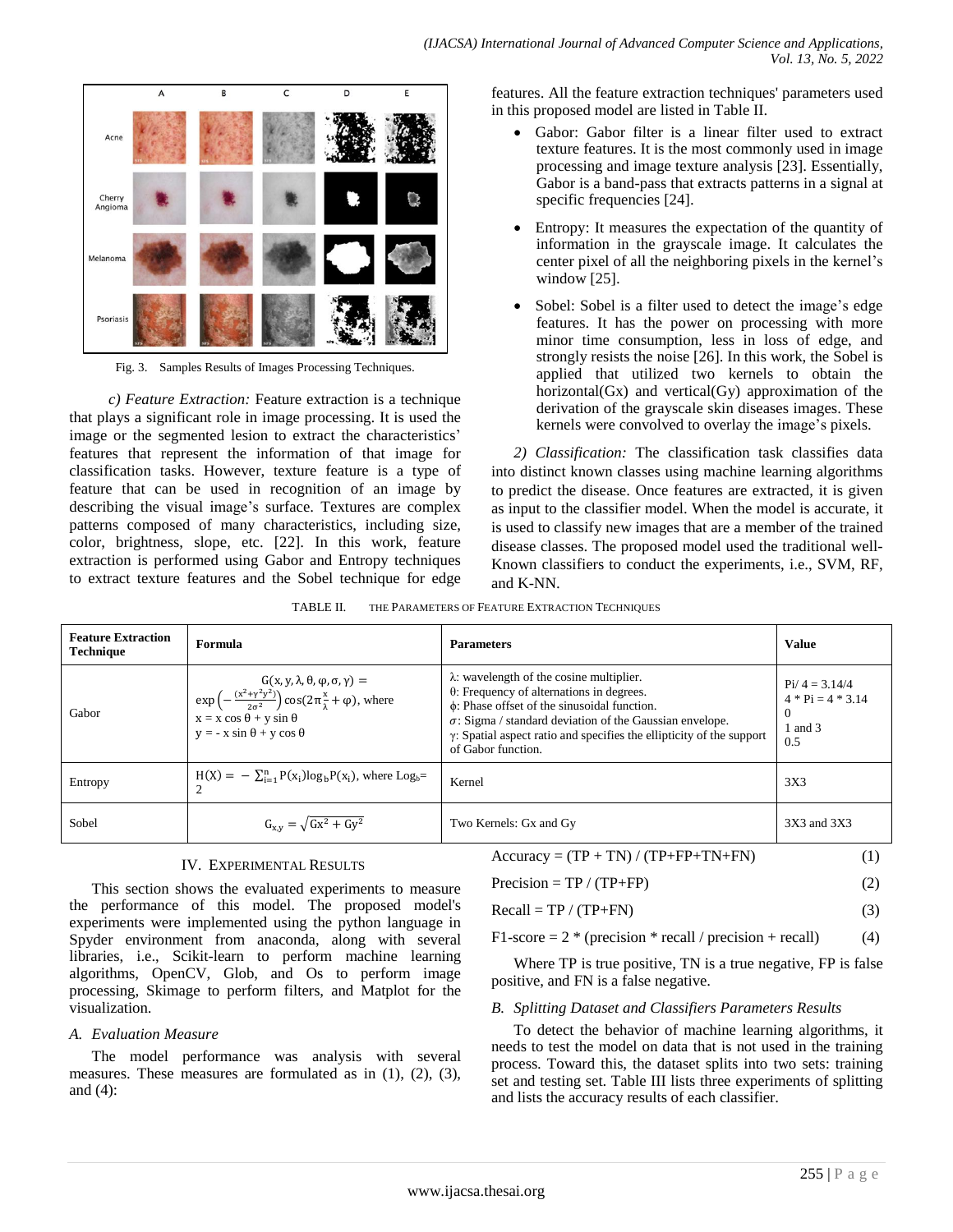Fig. 3. Samples Results of Images Processing Techniques.

*c) Feature Extraction:* Feature extraction is a technique that plays a significant role in image processing. It is used the image or the segmented lesion to extract the characteristics' features that represent the information of that image for classification tasks. However, texture feature is a type of feature that can be used in recognition of an image by describing the visual image's surface. Textures are complex patterns composed of many characteristics, including size, color, brightness, slope, etc. [22]. In this work, feature extraction is performed using Gabor and Entropy techniques to extract texture features and the Sobel technique for edge features. All the feature extraction techniques' parameters used in this proposed model are listed in Table II.

- Gabor: Gabor filter is a linear filter used to extract texture features. It is the most commonly used in image processing and image texture analysis [23]. Essentially, Gabor is a band-pass that extracts patterns in a signal at specific frequencies [24].
- Entropy: It measures the expectation of the quantity of information in the grayscale image. It calculates the center pixel of all the neighboring pixels in the kernel's window [25].
- Sobel: Sobel is a filter used to detect the image's edge features. It has the power on processing with more minor time consumption, less in loss of edge, and strongly resists the noise [26]. In this work, the Sobel is applied that utilized two kernels to obtain the horizontal(Gx) and vertical(Gy) approximation of the derivation of the grayscale skin diseases images. These kernels were convolved to overlay the image's pixels.

*2) Classification:* The classification task classifies data into distinct known classes using machine learning algorithms to predict the disease. Once features are extracted, it is given as input to the classifier model. When the model is accurate, it is used to classify new images that are a member of the trained disease classes. The proposed model used the traditional well-Known classifiers to conduct the experiments, i.e., SVM, RF, and K-NN.

TABLE II. THE PARAMETERS OF FEATURE EXTRACTION TECHNIQUES

| **Feature Extraction Technique** | **Formula** | **Parameters** | **Value** |
|---|---|---|---|
| Gabor | $G(x, y, \lambda, \theta, \varphi, \sigma, \gamma) = \exp\left(-\frac{(x^2+\gamma^2 y^2)}{2\sigma^2}\right)\cos(2\pi\frac{x}{\lambda}+\varphi)$, where $x = x\cos\theta + y\sin\theta$, $y = -x\sin\theta + y\cos\theta$ | λ: wavelength of the cosine multiplier.<br>θ: Frequency of alternations in degrees.<br>ϕ: Phase offset of the sinusoidal function.<br>σ: Sigma / standard deviation of the Gaussian envelope.<br>γ: Spatial aspect ratio and specifies the ellipticity of the support of Gabor function. | Pi/ 4 = 3.14/4<br>4 * Pi = 4 * 3.14<br>0<br>1 and 3<br>0.5 |
| Entropy | $H(X) = -\sum_{i=1}^{n} P(x_i)\log_b P(x_i)$, where $\text{Log}_b = 2$ | Kernel | 3X3 |
| Sobel | $G_{x,y} = \sqrt{Gx^2 + Gy^2}$ | Two Kernels: Gx and Gy | 3X3 and 3X3 |

## IV. EXPERIMENTAL RESULTS

This section shows the evaluated experiments to measure the performance of this model. The proposed model's experiments were implemented using the python language in Spyder environment from anaconda, along with several libraries, i.e., Scikit-learn to perform machine learning algorithms, OpenCV, Glob, and Os to perform image processing, Skimage to perform filters, and Matplot for the visualization.

### *A. Evaluation Measure*

The model performance was analysis with several measures. These measures are formulated as in (1), (2), (3), and (4):

$$\text{Accuracy} = (TP + TN) / (TP+FP+TN+FN) \quad (1)$$

$$\text{Precision} = TP / (TP+FP) \quad (2)$$

$$\text{Recall} = TP / (TP+FN) \quad (3)$$

$$\text{F1-score} = 2 * (\text{precision} * \text{recall} / \text{precision} + \text{recall}) \quad (4)$$

Where TP is true positive, TN is a true negative, FP is false positive, and FN is a false negative.

### *B. Splitting Dataset and Classifiers Parameters Results*

To detect the behavior of machine learning algorithms, it needs to test the model on data that is not used in the training process. Toward this, the dataset splits into two sets: training set and testing set. Table III lists three experiments of splitting and lists the accuracy results of each classifier.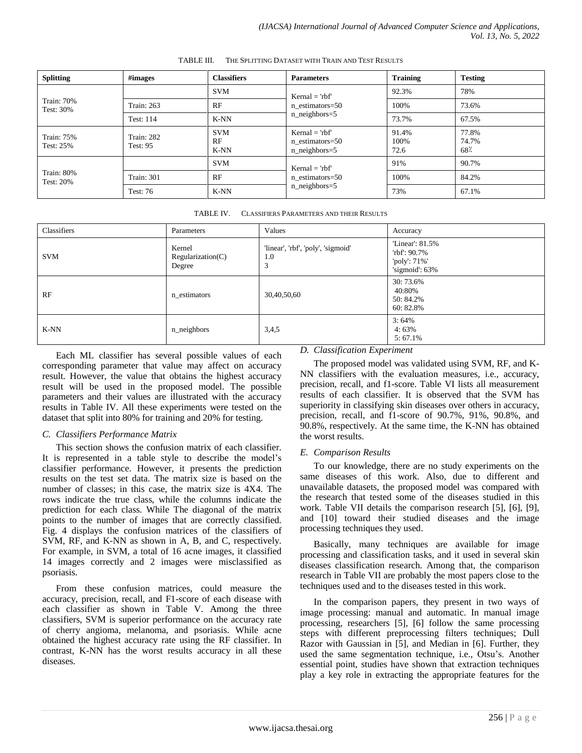TABLE III. THE SPLITTING DATASET WITH TRAIN AND TEST RESULTS

| Splitting | #images | Classifiers | Parameters | Training | Testing |
|---|---|---|---|---|---|
| Train: 70% Test: 30% | | SVM | Kernal = 'rbf' n_estimators=50 n_neighbors=5 | 92.3% | 78% |
| | Train: 263 | RF | | 100% | 73.6% |
| | Test: 114 | K-NN | | 73.7% | 67.5% |
| Train: 75% Test: 25% | Train: 282 Test: 95 | SVM RF K-NN | Kernal = 'rbf' n_estimators=50 n_neighbors=5 | 91.4% 100% 72.6 | 77.8% 74.7% 68٪ |
| Train: 80% Test: 20% | | SVM | Kernal = 'rbf' n_estimators=50 n_neighbors=5 | 91% | 90.7% |
| | Train: 301 | RF | | 100% | 84.2% |
| | Test: 76 | K-NN | | 73% | 67.1% |

TABLE IV. CLASSIFIERS PARAMETERS AND THEIR RESULTS

| Classifiers | Parameters | Values | Accuracy |
|---|---|---|---|
| SVM | Kernel Regularization(C) Degree | 'linear', 'rbf', 'poly', 'sigmoid' 1.0 3 | 'Linear': 81.5% 'rbf': 90.7% 'poly': 71%' 'sigmoid': 63% |
| RF | n_estimators | 30,40,50,60 | 30: 73.6% 40:80% 50: 84.2% 60: 82.8% |
| K-NN | n_neighbors | 3,4,5 | 3: 64% 4: 63% 5: 67.1% |

Each ML classifier has several possible values of each corresponding parameter that value may affect on accuracy result. However, the value that obtains the highest accuracy result will be used in the proposed model. The possible parameters and their values are illustrated with the accuracy results in Table IV. All these experiments were tested on the dataset that split into 80% for training and 20% for testing.

### *C. Classifiers Performance Matrix*

This section shows the confusion matrix of each classifier. It is represented in a table style to describe the model's classifier performance. However, it presents the prediction results on the test set data. The matrix size is based on the number of classes; in this case, the matrix size is 4X4. The rows indicate the true class, while the columns indicate the prediction for each class. While The diagonal of the matrix points to the number of images that are correctly classified. Fig. 4 displays the confusion matrices of the classifiers of SVM, RF, and K-NN as shown in A, B, and C, respectively. For example, in SVM, a total of 16 acne images, it classified 14 images correctly and 2 images were misclassified as psoriasis.

From these confusion matrices, could measure the accuracy, precision, recall, and F1-score of each disease with each classifier as shown in Table V. Among the three classifiers, SVM is superior performance on the accuracy rate of cherry angioma, melanoma, and psoriasis. While acne obtained the highest accuracy rate using the RF classifier. In contrast, K-NN has the worst results accuracy in all these diseases.

### *D. Classification Experiment*

The proposed model was validated using SVM, RF, and K-NN classifiers with the evaluation measures, i.e., accuracy, precision, recall, and f1-score. Table VI lists all measurement results of each classifier. It is observed that the SVM has superiority in classifying skin diseases over others in accuracy, precision, recall, and f1-score of 90.7%, 91%, 90.8%, and 90.8%, respectively. At the same time, the K-NN has obtained the worst results.

### *E. Comparison Results*

To our knowledge, there are no study experiments on the same diseases of this work. Also, due to different and unavailable datasets, the proposed model was compared with the research that tested some of the diseases studied in this work. Table VII details the comparison research [5], [6], [9], and [10] toward their studied diseases and the image processing techniques they used.

Basically, many techniques are available for image processing and classification tasks, and it used in several skin diseases classification research. Among that, the comparison research in Table VII are probably the most papers close to the techniques used and to the diseases tested in this work.

In the comparison papers, they present in two ways of image processing: manual and automatic. In manual image processing, researchers [5], [6] follow the same processing steps with different preprocessing filters techniques; Dull Razor with Gaussian in [5], and Median in [6]. Further, they used the same segmentation technique, i.e., Otsu's. Another essential point, studies have shown that extraction techniques play a key role in extracting the appropriate features for the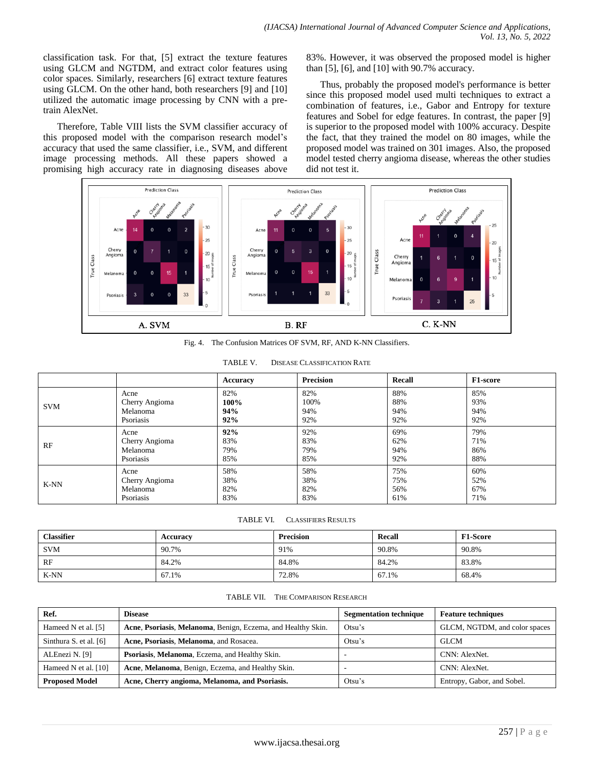classification task. For that, [5] extract the texture features using GLCM and NGTDM, and extract color features using color spaces. Similarly, researchers [6] extract texture features using GLCM. On the other hand, both researchers [9] and [10] utilized the automatic image processing by CNN with a pre-train AlexNet.

Therefore, Table VIII lists the SVM classifier accuracy of this proposed model with the comparison research model's accuracy that used the same classifier, i.e., SVM, and different image processing methods. All these papers showed a promising high accuracy rate in diagnosing diseases above 83%. However, it was observed the proposed model is higher than [5], [6], and [10] with 90.7% accuracy.

Thus, probably the proposed model's performance is better since this proposed model used multi techniques to extract a combination of features, i.e., Gabor and Entropy for texture features and Sobel for edge features. In contrast, the paper [9] is superior to the proposed model with 100% accuracy. Despite the fact, that they trained the model on 80 images, while the proposed model was trained on 301 images. Also, the proposed model tested cherry angioma disease, whereas the other studies did not test it.

Fig. 4. The Confusion Matrices OF SVM, RF, AND K-NN Classifiers.

TABLE V. DISEASE CLASSIFICATION RATE

| | | Accuracy | Precision | Recall | F1-score |
|---|---|---|---|---|---|
| SVM | Acne | 82% | 82% | 88% | 85% |
| | Cherry Angioma | **100%** | 100% | 88% | 93% |
| | Melanoma | **94%** | 94% | 94% | 94% |
| | Psoriasis | **92%** | 92% | 92% | 92% |
| RF | Acne | **92%** | 92% | 69% | 79% |
| | Cherry Angioma | 83% | 83% | 62% | 71% |
| | Melanoma | 79% | 79% | 94% | 86% |
| | Psoriasis | 85% | 85% | 92% | 88% |
| K-NN | Acne | 58% | 58% | 75% | 60% |
| | Cherry Angioma | 38% | 38% | 75% | 52% |
| | Melanoma | 82% | 82% | 56% | 67% |
| | Psoriasis | 83% | 83% | 61% | 71% |

TABLE VI. CLASSIFIERS RESULTS

| Classifier | Accuracy | Precision | Recall | F1-Score |
|---|---|---|---|---|
| SVM | 90.7% | 91% | 90.8% | 90.8% |
| RF | 84.2% | 84.8% | 84.2% | 83.8% |
| K-NN | 67.1% | 72.8% | 67.1% | 68.4% |

TABLE VII. THE COMPARISON RESEARCH

| Ref. | Disease | Segmentation technique | Feature techniques |
|---|---|---|---|
| Hameed N et al. [5] | **Acne**, **Psoriasis**, **Melanoma**, Benign, Eczema, and Healthy Skin. | Otsu's | GLCM, NGTDM, and color spaces |
| Sinthura S. et al. [6] | **Acne, Psoriasis**, **Melanoma**, and Rosacea. | Otsu's | GLCM |
| ALEnezi N. [9] | **Psoriasis**, **Melanoma**, Eczema, and Healthy Skin. | - | CNN: AlexNet. |
| Hameed N et al. [10] | **Acne**, **Melanoma**, Benign, Eczema, and Healthy Skin. | - | CNN: AlexNet. |
| **Proposed Model** | **Acne, Cherry angioma, Melanoma, and Psoriasis.** | Otsu's | Entropy, Gabor, and Sobel. |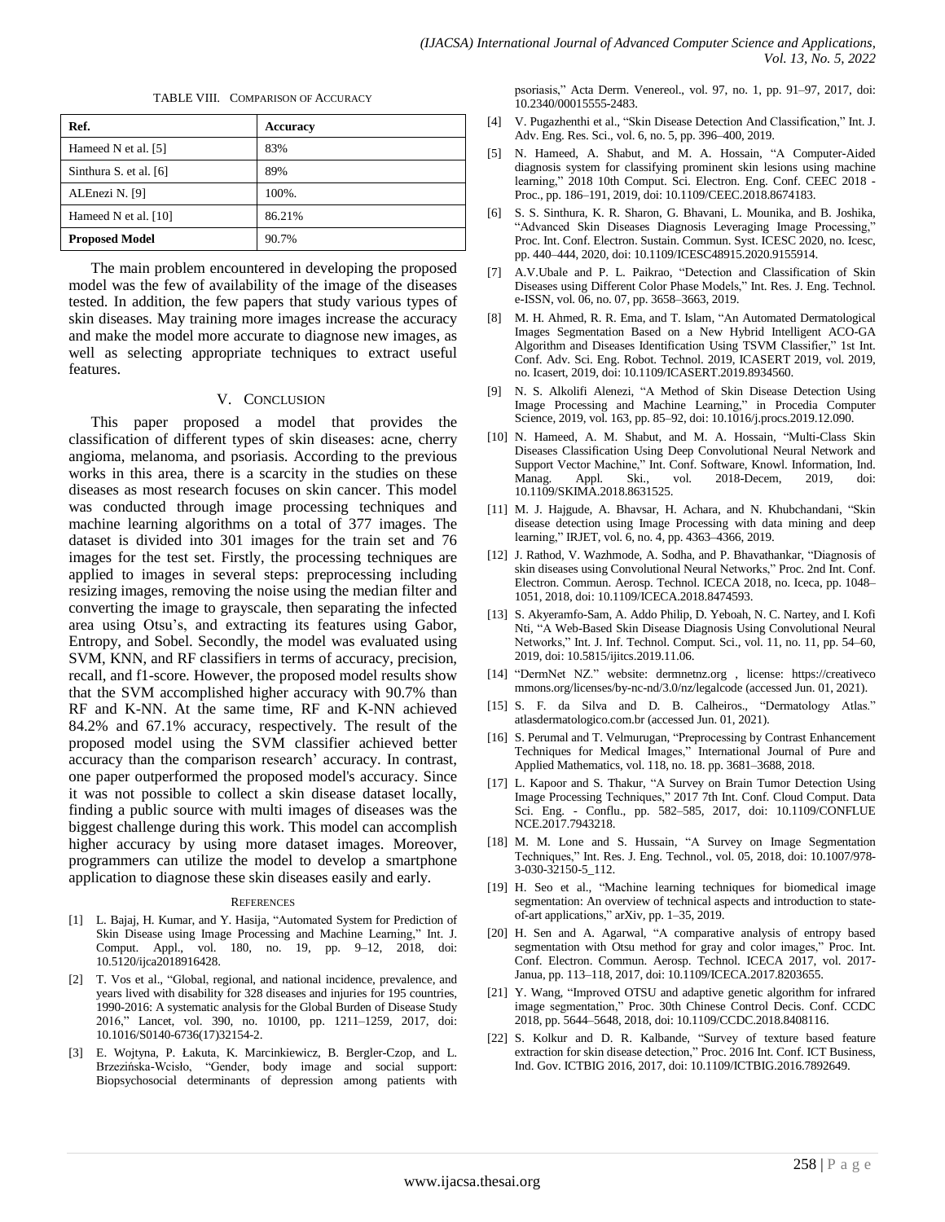TABLE VIII. COMPARISON OF ACCURACY

| Ref. | Accuracy |
|---|---|
| Hameed N et al. [5] | 83% |
| Sinthura S. et al. [6] | 89% |
| ALEnezi N. [9] | 100%. |
| Hameed N et al. [10] | 86.21% |
| **Proposed Model** | 90.7% |

The main problem encountered in developing the proposed model was the few of availability of the image of the diseases tested. In addition, the few papers that study various types of skin diseases. May training more images increase the accuracy and make the model more accurate to diagnose new images, as well as selecting appropriate techniques to extract useful features.

## V. CONCLUSION

This paper proposed a model that provides the classification of different types of skin diseases: acne, cherry angioma, melanoma, and psoriasis. According to the previous works in this area, there is a scarcity in the studies on these diseases as most research focuses on skin cancer. This model was conducted through image processing techniques and machine learning algorithms on a total of 377 images. The dataset is divided into 301 images for the train set and 76 images for the test set. Firstly, the processing techniques are applied to images in several steps: preprocessing including resizing images, removing the noise using the median filter and converting the image to grayscale, then separating the infected area using Otsu's, and extracting its features using Gabor, Entropy, and Sobel. Secondly, the model was evaluated using SVM, KNN, and RF classifiers in terms of accuracy, precision, recall, and f1-score. However, the proposed model results show that the SVM accomplished higher accuracy with 90.7% than RF and K-NN. At the same time, RF and K-NN achieved 84.2% and 67.1% accuracy, respectively. The result of the proposed model using the SVM classifier achieved better accuracy than the comparison research' accuracy. In contrast, one paper outperformed the proposed model's accuracy. Since it was not possible to collect a skin disease dataset locally, finding a public source with multi images of diseases was the biggest challenge during this work. This model can accomplish higher accuracy by using more dataset images. Moreover, programmers can utilize the model to develop a smartphone application to diagnose these skin diseases easily and early.

### REFERENCES

[1] L. Bajaj, H. Kumar, and Y. Hasija, "Automated System for Prediction of Skin Disease using Image Processing and Machine Learning," Int. J. Comput. Appl., vol. 180, no. 19, pp. 9–12, 2018, doi: 10.5120/ijca2018916428.

[2] T. Vos et al., "Global, regional, and national incidence, prevalence, and years lived with disability for 328 diseases and injuries for 195 countries, 1990-2016: A systematic analysis for the Global Burden of Disease Study 2016," Lancet, vol. 390, no. 10100, pp. 1211–1259, 2017, doi: 10.1016/S0140-6736(17)32154-2.

[3] E. Wojtyna, P. Łakuta, K. Marcinkiewicz, B. Bergler-Czop, and L. Brzezińska-Wcisło, "Gender, body image and social support: Biopsychosocial determinants of depression among patients with psoriasis," Acta Derm. Venereol., vol. 97, no. 1, pp. 91–97, 2017, doi: 10.2340/00015555-2483.

[4] V. Pugazhenthi et al., "Skin Disease Detection And Classification," Int. J. Adv. Eng. Res. Sci., vol. 6, no. 5, pp. 396–400, 2019.

[5] N. Hameed, A. Shabut, and M. A. Hossain, "A Computer-Aided diagnosis system for classifying prominent skin lesions using machine learning," 2018 10th Comput. Sci. Electron. Eng. Conf. CEEC 2018 - Proc., pp. 186–191, 2019, doi: 10.1109/CEEC.2018.8674183.

[6] S. S. Sinthura, K. R. Sharon, G. Bhavani, L. Mounika, and B. Joshika, "Advanced Skin Diseases Diagnosis Leveraging Image Processing," Proc. Int. Conf. Electron. Sustain. Commun. Syst. ICESC 2020, no. Icesc, pp. 440–444, 2020, doi: 10.1109/ICESC48915.2020.9155914.

[7] A.V.Ubale and P. L. Paikrao, "Detection and Classification of Skin Diseases using Different Color Phase Models," Int. Res. J. Eng. Technol. e-ISSN, vol. 06, no. 07, pp. 3658–3663, 2019.

[8] M. H. Ahmed, R. R. Ema, and T. Islam, "An Automated Dermatological Images Segmentation Based on a New Hybrid Intelligent ACO-GA Algorithm and Diseases Identification Using TSVM Classifier," 1st Int. Conf. Adv. Sci. Eng. Robot. Technol. 2019, ICASERT 2019, vol. 2019, no. Icasert, 2019, doi: 10.1109/ICASERT.2019.8934560.

[9] N. S. Alkolifi Alenezi, "A Method of Skin Disease Detection Using Image Processing and Machine Learning," in Procedia Computer Science, 2019, vol. 163, pp. 85–92, doi: 10.1016/j.procs.2019.12.090.

[10] N. Hameed, A. M. Shabut, and M. A. Hossain, "Multi-Class Skin Diseases Classification Using Deep Convolutional Neural Network and Support Vector Machine," Int. Conf. Software, Knowl. Information, Ind. Manag. Appl. Ski., vol. 2018-Decem, 2019, doi: 10.1109/SKIMA.2018.8631525.

[11] M. J. Hajgude, A. Bhavsar, H. Achara, and N. Khubchandani, "Skin disease detection using Image Processing with data mining and deep learning," IRJET, vol. 6, no. 4, pp. 4363–4366, 2019.

[12] J. Rathod, V. Wazhmode, A. Sodha, and P. Bhavathankar, "Diagnosis of skin diseases using Convolutional Neural Networks," Proc. 2nd Int. Conf. Electron. Commun. Aerosp. Technol. ICECA 2018, no. Iceca, pp. 1048–1051, 2018, doi: 10.1109/ICECA.2018.8474593.

[13] S. Akyeramfo-Sam, A. Addo Philip, D. Yeboah, N. C. Nartey, and I. Kofi Nti, "A Web-Based Skin Disease Diagnosis Using Convolutional Neural Networks," Int. J. Inf. Technol. Comput. Sci., vol. 11, no. 11, pp. 54–60, 2019, doi: 10.5815/ijitcs.2019.11.06.

[14] "DermNet NZ." website: dermnetnz.org , license: https://creativecommons.org/licenses/by-nc-nd/3.0/nz/legalcode (accessed Jun. 01, 2021).

[15] S. F. da Silva and D. B. Calheiros., "Dermatology Atlas." atlasdermatologico.com.br (accessed Jun. 01, 2021).

[16] S. Perumal and T. Velmurugan, "Preprocessing by Contrast Enhancement Techniques for Medical Images," International Journal of Pure and Applied Mathematics, vol. 118, no. 18. pp. 3681–3688, 2018.

[17] L. Kapoor and S. Thakur, "A Survey on Brain Tumor Detection Using Image Processing Techniques," 2017 7th Int. Conf. Cloud Comput. Data Sci. Eng. - Conflu., pp. 582–585, 2017, doi: 10.1109/CONFLUENCE.2017.7943218.

[18] M. M. Lone and S. Hussain, "A Survey on Image Segmentation Techniques," Int. Res. J. Eng. Technol., vol. 05, 2018, doi: 10.1007/978-3-030-32150-5_112.

[19] H. Seo et al., "Machine learning techniques for biomedical image segmentation: An overview of technical aspects and introduction to state-of-art applications," arXiv, pp. 1–35, 2019.

[20] H. Sen and A. Agarwal, "A comparative analysis of entropy based segmentation with Otsu method for gray and color images," Proc. Int. Conf. Electron. Commun. Aerosp. Technol. ICECA 2017, vol. 2017-Janua, pp. 113–118, 2017, doi: 10.1109/ICECA.2017.8203655.

[21] Y. Wang, "Improved OTSU and adaptive genetic algorithm for infrared image segmentation," Proc. 30th Chinese Control Decis. Conf. CCDC 2018, pp. 5644–5648, 2018, doi: 10.1109/CCDC.2018.8408116.

[22] S. Kolkur and D. R. Kalbande, "Survey of texture based feature extraction for skin disease detection," Proc. 2016 Int. Conf. ICT Business, Ind. Gov. ICTBIG 2016, 2017, doi: 10.1109/ICTBIG.2016.7892649.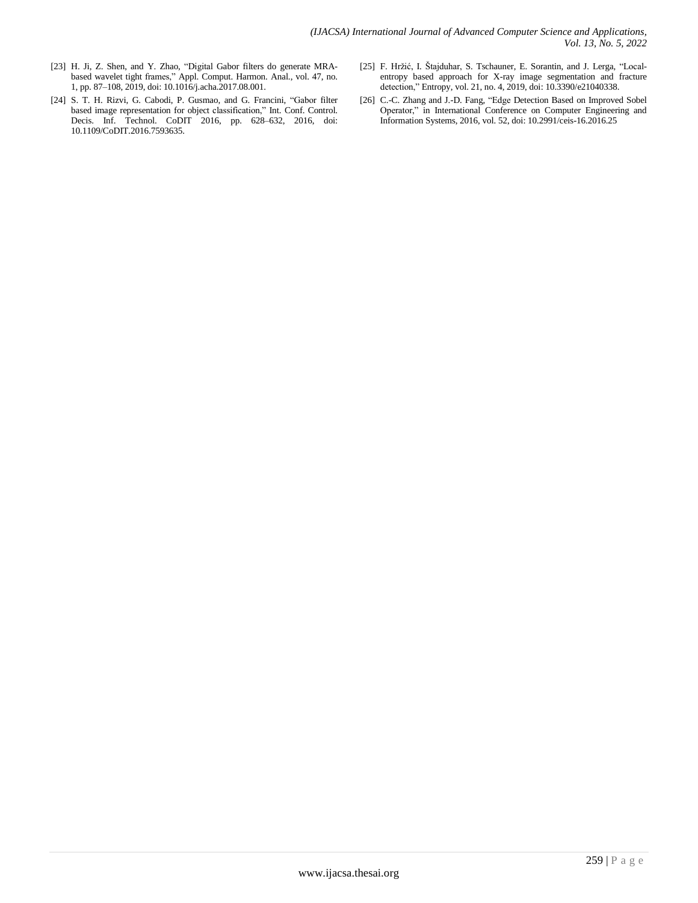[23] H. Ji, Z. Shen, and Y. Zhao, "Digital Gabor filters do generate MRA-based wavelet tight frames," Appl. Comput. Harmon. Anal., vol. 47, no. 1, pp. 87–108, 2019, doi: 10.1016/j.acha.2017.08.001.

[24] S. T. H. Rizvi, G. Cabodi, P. Gusmao, and G. Francini, "Gabor filter based image representation for object classification," Int. Conf. Control. Decis. Inf. Technol. CoDIT 2016, pp. 628–632, 2016, doi: 10.1109/CoDIT.2016.7593635.

[25] F. Hržić, I. Štajduhar, S. Tschauner, E. Sorantin, and J. Lerga, "Local-entropy based approach for X-ray image segmentation and fracture detection," Entropy, vol. 21, no. 4, 2019, doi: 10.3390/e21040338.

[26] C.-C. Zhang and J.-D. Fang, "Edge Detection Based on Improved Sobel Operator," in International Conference on Computer Engineering and Information Systems, 2016, vol. 52, doi: 10.2991/ceis-16.2016.25